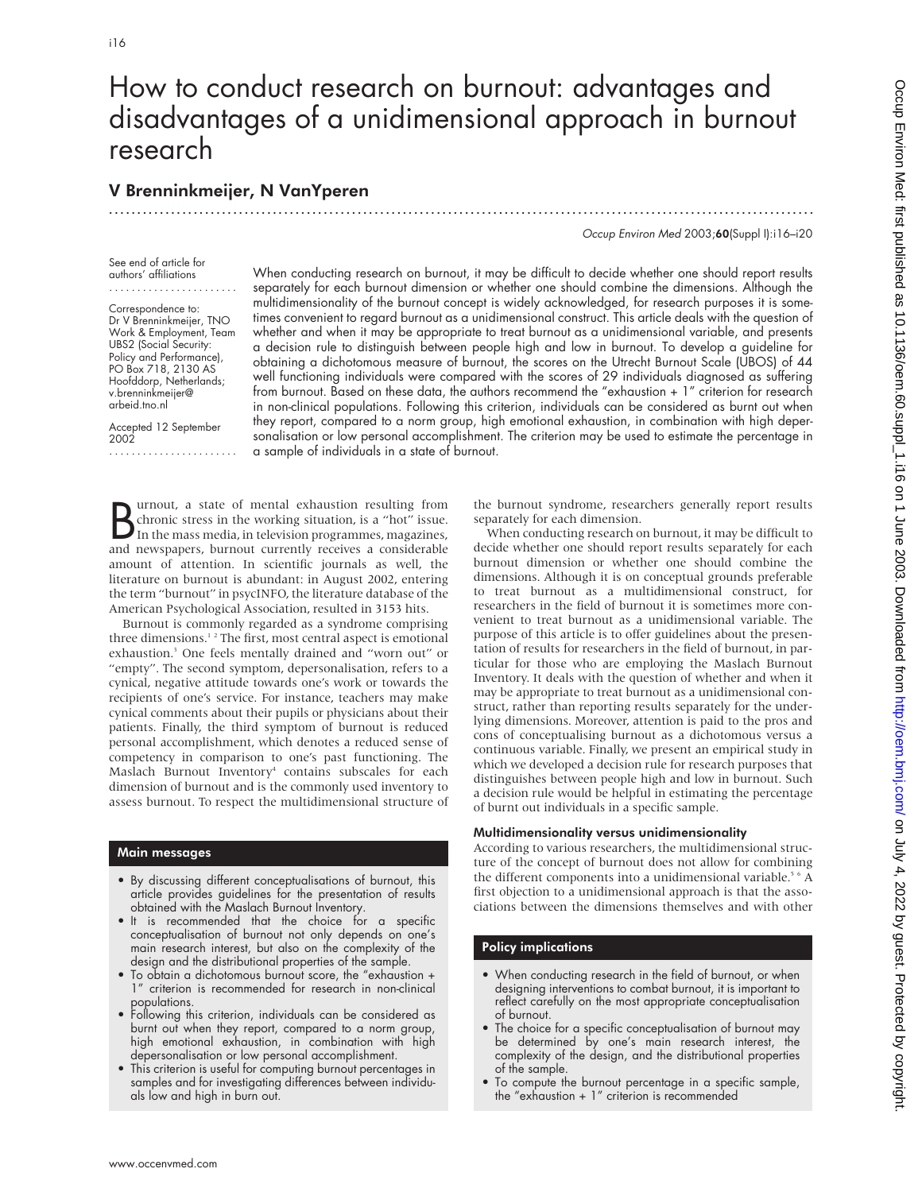# How to conduct research on burnout: advantages and disadvantages of a unidimensional approach in burnout research

## V Brenninkmeijer, N VanYperen

See end of article for authors' affiliations

Correspondence to: Dr V Brenninkmeijer, TNO Work & Employment, Team UBS2 (Social Security: Policy and Performance), PO Box 718, 2130 AS Hoofddorp, Netherlands; v.brenninkmeijer@arbeid.tno.nl

Accepted 12 September 2002

When conducting research on burnout, it may be difficult to decide whether one should report results separately for each burnout dimension or whether one should combine the dimensions. Although the multidimensionality of the burnout concept is widely acknowledged, for research purposes it is sometimes convenient to regard burnout as a unidimensional construct. This article deals with the question of whether and when it may be appropriate to treat burnout as a unidimensional variable, and presents a decision rule to distinguish between people high and low in burnout. To develop a guideline for obtaining a dichotomous measure of burnout, the scores on the Utrecht Burnout Scale (UBOS) of 44 well functioning individuals were compared with the scores of 29 individuals diagnosed as suffering from burnout. Based on these data, the authors recommend the "exhaustion + 1" criterion for research in non-clinical populations. Following this criterion, individuals can be considered as burnt out when they report, compared to a norm group, high emotional exhaustion, in combination with high depersonalisation or low personal accomplishment. The criterion may be used to estimate the percentage in a sample of individuals in a state of burnout.

Burnout, a state of mental exhaustion resulting from chronic stress in the working situation, is a "hot" issue. In the mass media, in television programmes, magazines, and newspapers, burnout currently receives a considerable amount of attention. In scientific journals as well, the literature on burnout is abundant: in August 2002, entering the term "burnout" in psycINFO, the literature database of the American Psychological Association, resulted in 3153 hits.

Burnout is commonly regarded as a syndrome comprising three dimensions.[1 2] The first, most central aspect is emotional exhaustion.[3] One feels mentally drained and "worn out" or "empty". The second symptom, depersonalisation, refers to a cynical, negative attitude towards one's work or towards the recipients of one's service. For instance, teachers may make cynical comments about their pupils or physicians about their patients. Finally, the third symptom of burnout is reduced personal accomplishment, which denotes a reduced sense of competency in comparison to one's past functioning. The Maslach Burnout Inventory[4] contains subscales for each dimension of burnout and is the commonly used inventory to assess burnout. To respect the multidimensional structure of the burnout syndrome, researchers generally report results separately for each dimension.

When conducting research on burnout, it may be difficult to decide whether one should report results separately for each burnout dimension or whether one should combine the dimensions. Although it is on conceptual grounds preferable to treat burnout as a multidimensional construct, for researchers in the field of burnout it is sometimes more convenient to treat burnout as a unidimensional variable. The purpose of this article is to offer guidelines about the presentation of results for researchers in the field of burnout, in particular for those who are employing the Maslach Burnout Inventory. It deals with the question of whether and when it may be appropriate to treat burnout as a unidimensional construct, rather than reporting results separately for the underlying dimensions. Moreover, attention is paid to the pros and cons of conceptualising burnout as a dichotomous versus a continuous variable. Finally, we present an empirical study in which we developed a decision rule for research purposes that distinguishes between people high and low in burnout. Such a decision rule would be helpful in estimating the percentage of burnt out individuals in a specific sample.

### Main messages

- By discussing different conceptualisations of burnout, this article provides guidelines for the presentation of results obtained with the Maslach Burnout Inventory.
- It is recommended that the choice for a specific conceptualisation of burnout not only depends on one's main research interest, but also on the complexity of the design and the distributional properties of the sample.
- To obtain a dichotomous burnout score, the "exhaustion + 1" criterion is recommended for research in non-clinical populations.
- Following this criterion, individuals can be considered as burnt out when they report, compared to a norm group, high emotional exhaustion, in combination with high depersonalisation or low personal accomplishment.
- This criterion is useful for computing burnout percentages in samples and for investigating differences between individuals low and high in burn out.

### Multidimensionality versus unidimensionality

According to various researchers, the multidimensional structure of the concept of burnout does not allow for combining the different components into a unidimensional variable.[5 6] A first objection to a unidimensional approach is that the associations between the dimensions themselves and with other

### Policy implications

- When conducting research in the field of burnout, or when designing interventions to combat burnout, it is important to reflect carefully on the most appropriate conceptualisation of burnout.
- The choice for a specific conceptualisation of burnout may be determined by one's main research interest, the complexity of the design, and the distributional properties of the sample.
- To compute the burnout percentage in a specific sample, the "exhaustion + 1" criterion is recommended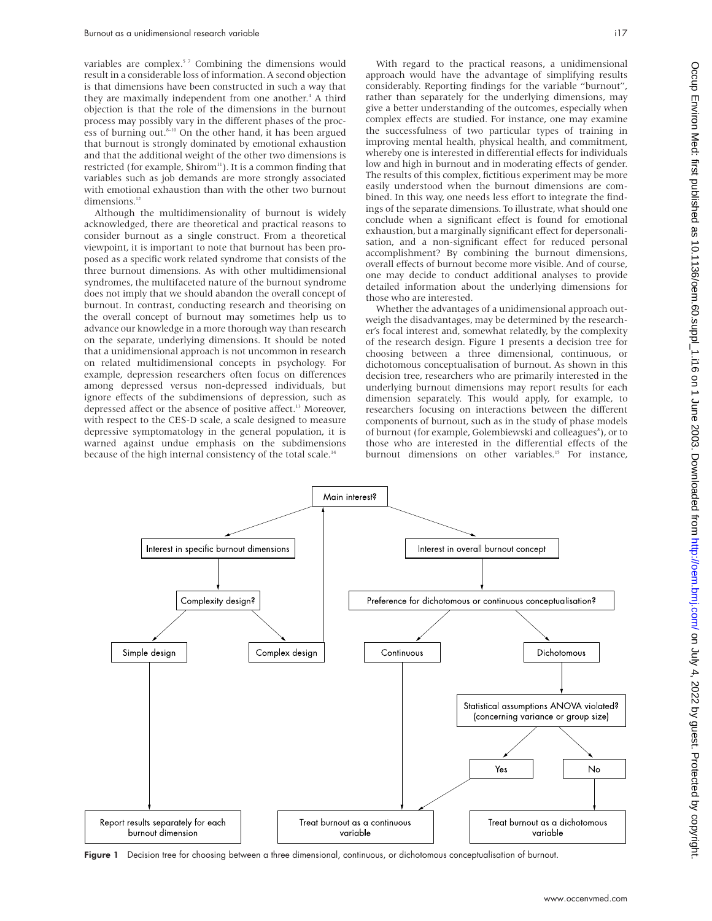variables are complex.[5,7] Combining the dimensions would result in a considerable loss of information. A second objection is that dimensions have been constructed in such a way that they are maximally independent from one another.[4] A third objection is that the role of the dimensions in the burnout process may possibly vary in the different phases of the process of burning out.[8–10] On the other hand, it has been argued that burnout is strongly dominated by emotional exhaustion and that the additional weight of the other two dimensions is restricted (for example, Shirom[11]). It is a common finding that variables such as job demands are more strongly associated with emotional exhaustion than with the other two burnout dimensions.[12]

Although the multidimensionality of burnout is widely acknowledged, there are theoretical and practical reasons to consider burnout as a single construct. From a theoretical viewpoint, it is important to note that burnout has been proposed as a specific work related syndrome that consists of the three burnout dimensions. As with other multidimensional syndromes, the multifaceted nature of the burnout syndrome does not imply that we should abandon the overall concept of burnout. In contrast, conducting research and theorising on the overall concept of burnout may sometimes help us to advance our knowledge in a more thorough way than research on the separate, underlying dimensions. It should be noted that a unidimensional approach is not uncommon in research on related multidimensional concepts in psychology. For example, depression researchers often focus on differences among depressed versus non-depressed individuals, but ignore effects of the subdimensions of depression, such as depressed affect or the absence of positive affect.[13] Moreover, with respect to the CES-D scale, a scale designed to measure depressive symptomatology in the general population, it is warned against undue emphasis on the subdimensions because of the high internal consistency of the total scale.[14]

With regard to the practical reasons, a unidimensional approach would have the advantage of simplifying results considerably. Reporting findings for the variable "burnout", rather than separately for the underlying dimensions, may give a better understanding of the outcomes, especially when complex effects are studied. For instance, one may examine the successfulness of two particular types of training in improving mental health, physical health, and commitment, whereby one is interested in differential effects for individuals low and high in burnout and in moderating effects of gender. The results of this complex, fictitious experiment may be more easily understood when the burnout dimensions are combined. In this way, one needs less effort to integrate the findings of the separate dimensions. To illustrate, what should one conclude when a significant effect is found for emotional exhaustion, but a marginally significant effect for depersonalisation, and a non-significant effect for reduced personal accomplishment? By combining the burnout dimensions, overall effects of burnout become more visible. And of course, one may decide to conduct additional analyses to provide detailed information about the underlying dimensions for those who are interested.

Whether the advantages of a unidimensional approach outweigh the disadvantages, may be determined by the researcher's focal interest and, somewhat relatedly, by the complexity of the research design. Figure 1 presents a decision tree for choosing between a three dimensional, continuous, or dichotomous conceptualisation of burnout. As shown in this decision tree, researchers who are primarily interested in the underlying burnout dimensions may report results for each dimension separately. This would apply, for example, to researchers focusing on interactions between the different components of burnout, such as in the study of phase models of burnout (for example, Golembiewski and colleagues[8]), or to those who are interested in the differential effects of the burnout dimensions on other variables.[15] For instance,

Main interest? → Interest in specific burnout dimensions → Complexity design? → Simple design → Report results separately for each burnout dimension; Complex design → Main interest?

Main interest? → Interest in overall burnout concept → Preference for dichotomous or continuous conceptualisation? → Continuous → Treat burnout as a continuous variable; Dichotomous → Statistical assumptions ANOVA violated? (concerning variance or group size) → Yes → Treat burnout as a continuous variable; No → Treat burnout as a dichotomous variable

**Figure 1** Decision tree for choosing between a three dimensional, continuous, or dichotomous conceptualisation of burnout.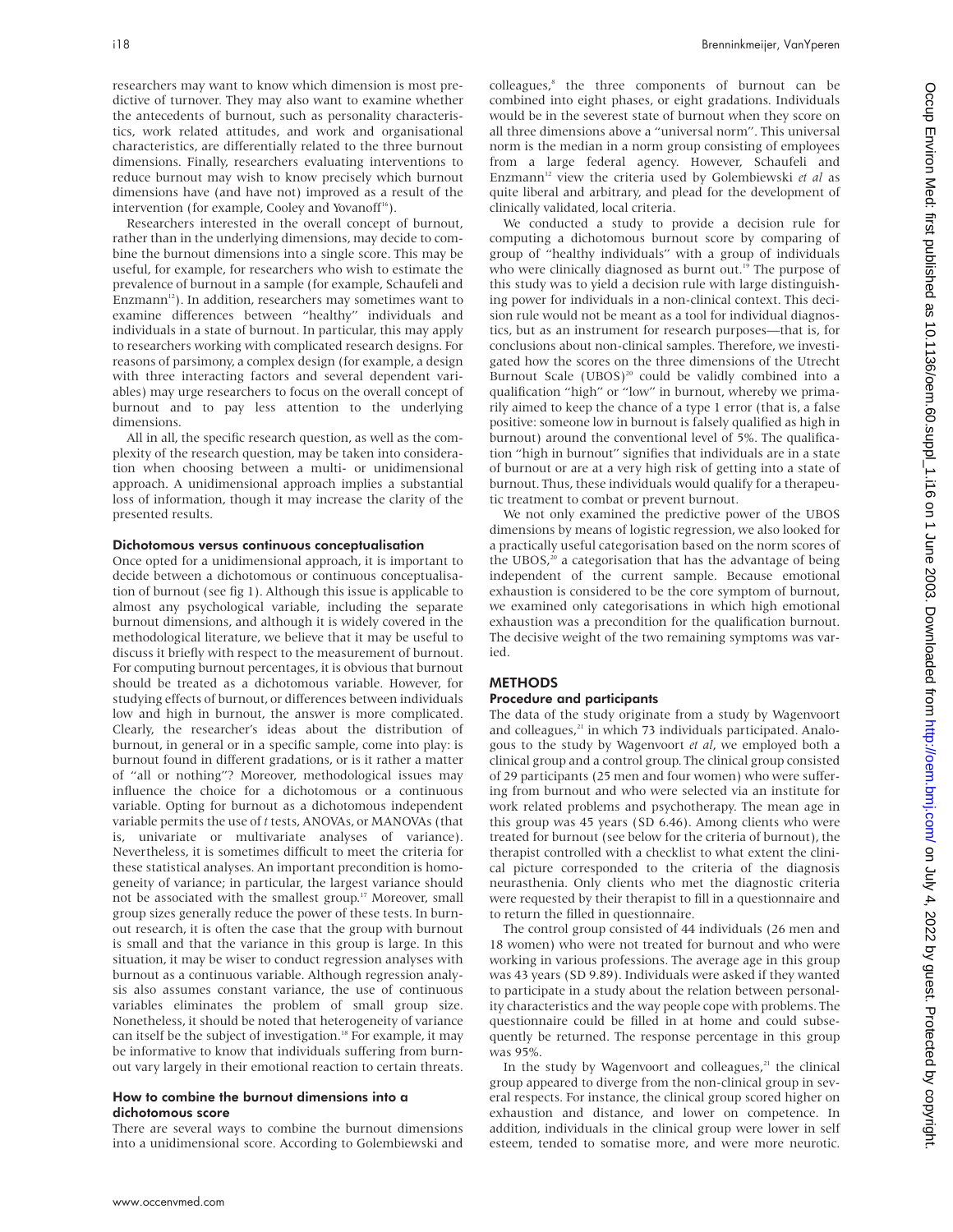researchers may want to know which dimension is most predictive of turnover. They may also want to examine whether the antecedents of burnout, such as personality characteristics, work related attitudes, and work and organisational characteristics, are differentially related to the three burnout dimensions. Finally, researchers evaluating interventions to reduce burnout may wish to know precisely which burnout dimensions have (and have not) improved as a result of the intervention (for example, Cooley and Yovanoff[16]).

Researchers interested in the overall concept of burnout, rather than in the underlying dimensions, may decide to combine the burnout dimensions into a single score. This may be useful, for example, for researchers who wish to estimate the prevalence of burnout in a sample (for example, Schaufeli and Enzmann[12]). In addition, researchers may sometimes want to examine differences between "healthy" individuals and individuals in a state of burnout. In particular, this may apply to researchers working with complicated research designs. For reasons of parsimony, a complex design (for example, a design with three interacting factors and several dependent variables) may urge researchers to focus on the overall concept of burnout and to pay less attention to the underlying dimensions.

All in all, the specific research question, as well as the complexity of the research question, may be taken into consideration when choosing between a multi- or unidimensional approach. A unidimensional approach implies a substantial loss of information, though it may increase the clarity of the presented results.

### Dichotomous versus continuous conceptualisation

Once opted for a unidimensional approach, it is important to decide between a dichotomous or continuous conceptualisation of burnout (see fig 1). Although this issue is applicable to almost any psychological variable, including the separate burnout dimensions, and although it is widely covered in the methodological literature, we believe that it may be useful to discuss it briefly with respect to the measurement of burnout. For computing burnout percentages, it is obvious that burnout should be treated as a dichotomous variable. However, for studying effects of burnout, or differences between individuals low and high in burnout, the answer is more complicated. Clearly, the researcher's ideas about the distribution of burnout, in general or in a specific sample, come into play: is burnout found in different gradations, or is it rather a matter of "all or nothing"? Moreover, methodological issues may influence the choice for a dichotomous or a continuous variable. Opting for burnout as a dichotomous independent variable permits the use of *t* tests, ANOVAs, or MANOVAs (that is, univariate or multivariate analyses of variance). Nevertheless, it is sometimes difficult to meet the criteria for these statistical analyses. An important precondition is homogeneity of variance; in particular, the largest variance should not be associated with the smallest group.[17] Moreover, small group sizes generally reduce the power of these tests. In burnout research, it is often the case that the group with burnout is small and that the variance in this group is large. In this situation, it may be wiser to conduct regression analyses with burnout as a continuous variable. Although regression analysis also assumes constant variance, the use of continuous variables eliminates the problem of small group size. Nonetheless, it should be noted that heterogeneity of variance can itself be the subject of investigation.[18] For example, it may be informative to know that individuals suffering from burnout vary largely in their emotional reaction to certain threats.

### How to combine the burnout dimensions into a dichotomous score

There are several ways to combine the burnout dimensions into a unidimensional score. According to Golembiewski and colleagues,[8] the three components of burnout can be combined into eight phases, or eight gradations. Individuals would be in the severest state of burnout when they score on all three dimensions above a "universal norm". This universal norm is the median in a norm group consisting of employees from a large federal agency. However, Schaufeli and Enzmann[12] view the criteria used by Golembiewski *et al* as quite liberal and arbitrary, and plead for the development of clinically validated, local criteria.

We conducted a study to provide a decision rule for computing a dichotomous burnout score by comparing of group of "healthy individuals" with a group of individuals who were clinically diagnosed as burnt out.[19] The purpose of this study was to yield a decision rule with large distinguishing power for individuals in a non-clinical context. This decision rule would not be meant as a tool for individual diagnostics, but as an instrument for research purposes—that is, for conclusions about non-clinical samples. Therefore, we investigated how the scores on the three dimensions of the Utrecht Burnout Scale (UBOS)[20] could be validly combined into a qualification "high" or "low" in burnout, whereby we primarily aimed to keep the chance of a type 1 error (that is, a false positive: someone low in burnout is falsely qualified as high in burnout) around the conventional level of 5%. The qualification "high in burnout" signifies that individuals are in a state of burnout or are at a very high risk of getting into a state of burnout. Thus, these individuals would qualify for a therapeutic treatment to combat or prevent burnout.

We not only examined the predictive power of the UBOS dimensions by means of logistic regression, we also looked for a practically useful categorisation based on the norm scores of the UBOS,[20] a categorisation that has the advantage of being independent of the current sample. Because emotional exhaustion is considered to be the core symptom of burnout, we examined only categorisations in which high emotional exhaustion was a precondition for the qualification burnout. The decisive weight of the two remaining symptoms was varied.

## METHODS

### Procedure and participants

The data of the study originate from a study by Wagenvoort and colleagues,[21] in which 73 individuals participated. Analogous to the study by Wagenvoort *et al*, we employed both a clinical group and a control group. The clinical group consisted of 29 participants (25 men and four women) who were suffering from burnout and who were selected via an institute for work related problems and psychotherapy. The mean age in this group was 45 years (SD 6.46). Among clients who were treated for burnout (see below for the criteria of burnout), the therapist controlled with a checklist to what extent the clinical picture corresponded to the criteria of the diagnosis neurasthenia. Only clients who met the diagnostic criteria were requested by their therapist to fill in a questionnaire and to return the filled in questionnaire.

The control group consisted of 44 individuals (26 men and 18 women) who were not treated for burnout and who were working in various professions. The average age in this group was 43 years (SD 9.89). Individuals were asked if they wanted to participate in a study about the relation between personality characteristics and the way people cope with problems. The questionnaire could be filled in at home and could subsequently be returned. The response percentage in this group was 95%.

In the study by Wagenvoort and colleagues,[21] the clinical group appeared to diverge from the non-clinical group in several respects. For instance, the clinical group scored higher on exhaustion and distance, and lower on competence. In addition, individuals in the clinical group were lower in self esteem, tended to somatise more, and were more neurotic.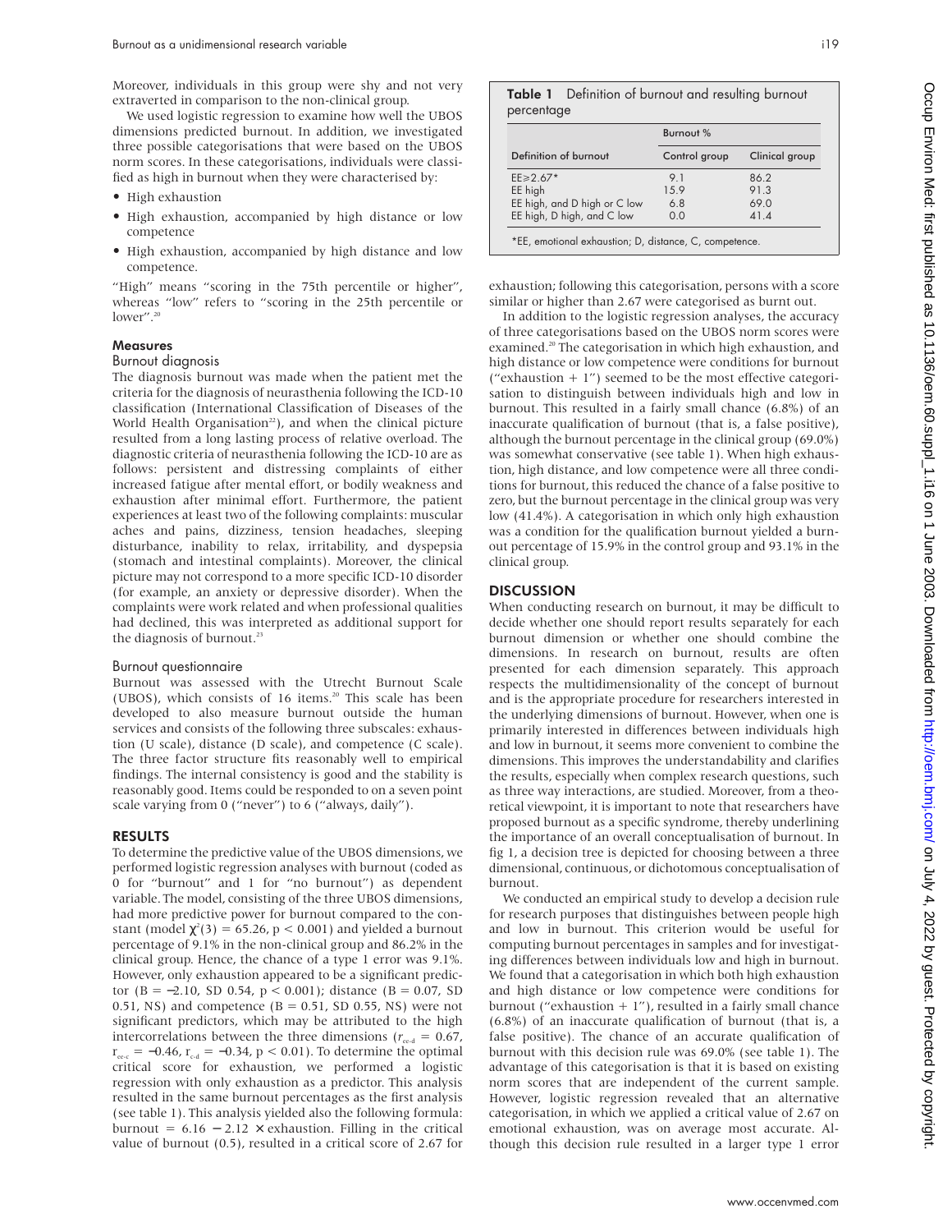Moreover, individuals in this group were shy and not very extraverted in comparison to the non-clinical group.

We used logistic regression to examine how well the UBOS dimensions predicted burnout. In addition, we investigated three possible categorisations that were based on the UBOS norm scores. In these categorisations, individuals were classified as high in burnout when they were characterised by:

- High exhaustion
- High exhaustion, accompanied by high distance or low competence
- High exhaustion, accompanied by high distance and low competence.

"High" means "scoring in the 75th percentile or higher", whereas "low" refers to "scoring in the 25th percentile or lower".[20]

### Measures

#### Burnout diagnosis

The diagnosis burnout was made when the patient met the criteria for the diagnosis of neurasthenia following the ICD-10 classification (International Classification of Diseases of the World Health Organisation[22]), and when the clinical picture resulted from a long lasting process of relative overload. The diagnostic criteria of neurasthenia following the ICD-10 are as follows: persistent and distressing complaints of either increased fatigue after mental effort, or bodily weakness and exhaustion after minimal effort. Furthermore, the patient experiences at least two of the following complaints: muscular aches and pains, dizziness, tension headaches, sleeping disturbance, inability to relax, irritability, and dyspepsia (stomach and intestinal complaints). Moreover, the clinical picture may not correspond to a more specific ICD-10 disorder (for example, an anxiety or depressive disorder). When the complaints were work related and when professional qualities had declined, this was interpreted as additional support for the diagnosis of burnout.[23]

#### Burnout questionnaire

Burnout was assessed with the Utrecht Burnout Scale (UBOS), which consists of 16 items.[20] This scale has been developed to also measure burnout outside the human services and consists of the following three subscales: exhaustion (U scale), distance (D scale), and competence (C scale). The three factor structure fits reasonably well to empirical findings. The internal consistency is good and the stability is reasonably good. Items could be responded to on a seven point scale varying from 0 ("never") to 6 ("always, daily").

## RESULTS

To determine the predictive value of the UBOS dimensions, we performed logistic regression analyses with burnout (coded as 0 for "burnout" and 1 for "no burnout") as dependent variable. The model, consisting of the three UBOS dimensions, had more predictive power for burnout compared to the constant (model $\chi^2(3) = 65.26$, $p < 0.001$) and yielded a burnout percentage of 9.1% in the non-clinical group and 86.2% in the clinical group. Hence, the chance of a type 1 error was 9.1%. However, only exhaustion appeared to be a significant predictor ($B = -2.10$, SD 0.54, $p < 0.001$); distance ($B = 0.07$, SD 0.51, NS) and competence ($B = 0.51$, SD 0.55, NS) were not significant predictors, which may be attributed to the high intercorrelations between the three dimensions ($r_{ee\text{-}d} = 0.67$, $r_{ee\text{-}c} = -0.46$, $r_{c\text{-}d} = -0.34$, $p < 0.01$). To determine the optimal critical score for exhaustion, we performed a logistic regression with only exhaustion as a predictor. This analysis resulted in the same burnout percentages as the first analysis (see table 1). This analysis yielded also the following formula: burnout $= 6.16 - 2.12 \times$ exhaustion. Filling in the critical value of burnout (0.5), resulted in a critical score of 2.67 for exhaustion; following this categorisation, persons with a score similar or higher than 2.67 were categorised as burnt out.

**Table 1** Definition of burnout and resulting burnout percentage

| Definition of burnout | Burnout % | |
|---|---|---|
| | Control group | Clinical group |
| EE≥2.67* | 9.1 | 86.2 |
| EE high | 15.9 | 91.3 |
| EE high, and D high or C low | 6.8 | 69.0 |
| EE high, D high, and C low | 0.0 | 41.4 |

*EE, emotional exhaustion; D, distance, C, competence.

In addition to the logistic regression analyses, the accuracy of three categorisations based on the UBOS norm scores were examined.[20] The categorisation in which high exhaustion, and high distance or low competence were conditions for burnout ("exhaustion + 1") seemed to be the most effective categorisation to distinguish between individuals high and low in burnout. This resulted in a fairly small chance (6.8%) of an inaccurate qualification of burnout (that is, a false positive), although the burnout percentage in the clinical group (69.0%) was somewhat conservative (see table 1). When high exhaustion, high distance, and low competence were all three conditions for burnout, this reduced the chance of a false positive to zero, but the burnout percentage in the clinical group was very low (41.4%). A categorisation in which only high exhaustion was a condition for the qualification burnout yielded a burnout percentage of 15.9% in the control group and 93.1% in the clinical group.

## DISCUSSION

When conducting research on burnout, it may be difficult to decide whether one should report results separately for each burnout dimension or whether one should combine the dimensions. In research on burnout, results are often presented for each dimension separately. This approach respects the multidimensionality of the concept of burnout and is the appropriate procedure for researchers interested in the underlying dimensions of burnout. However, when one is primarily interested in differences between individuals high and low in burnout, it seems more convenient to combine the dimensions. This improves the understandability and clarifies the results, especially when complex research questions, such as three way interactions, are studied. Moreover, from a theoretical viewpoint, it is important to note that researchers have proposed burnout as a specific syndrome, thereby underlining the importance of an overall conceptualisation of burnout. In fig 1, a decision tree is depicted for choosing between a three dimensional, continuous, or dichotomous conceptualisation of burnout.

We conducted an empirical study to develop a decision rule for research purposes that distinguishes between people high and low in burnout. This criterion would be useful for computing burnout percentages in samples and for investigating differences between individuals low and high in burnout. We found that a categorisation in which both high exhaustion and high distance or low competence were conditions for burnout ("exhaustion + 1"), resulted in a fairly small chance (6.8%) of an inaccurate qualification of burnout (that is, a false positive). The chance of an accurate qualification of burnout with this decision rule was 69.0% (see table 1). The advantage of this categorisation is that it is based on existing norm scores that are independent of the current sample. However, logistic regression revealed that an alternative categorisation, in which we applied a critical value of 2.67 on emotional exhaustion, was on average most accurate. Although this decision rule resulted in a larger type 1 error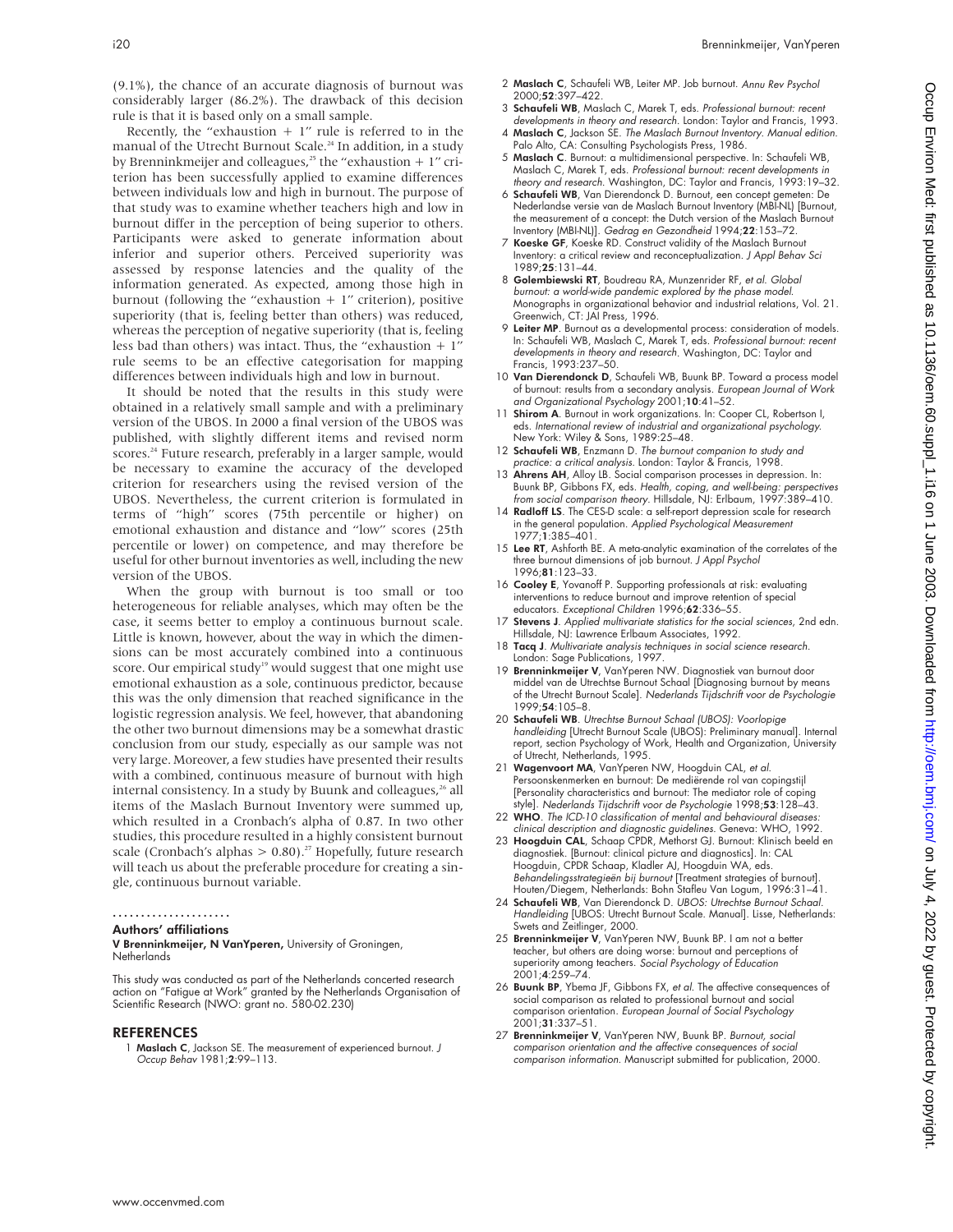(9.1%), the chance of an accurate diagnosis of burnout was considerably larger (86.2%). The drawback of this decision rule is that it is based only on a small sample.

Recently, the "exhaustion + 1" rule is referred to in the manual of the Utrecht Burnout Scale.[24] In addition, in a study by Brenninkmeijer and colleagues,[25] the "exhaustion + 1" criterion has been successfully applied to examine differences between individuals low and high in burnout. The purpose of that study was to examine whether teachers high and low in burnout differ in the perception of being superior to others. Participants were asked to generate information about inferior and superior others. Perceived superiority was assessed by response latencies and the quality of the information generated. As expected, among those high in burnout (following the "exhaustion + 1" criterion), positive superiority (that is, feeling better than others) was reduced, whereas the perception of negative superiority (that is, feeling less bad than others) was intact. Thus, the "exhaustion + 1" rule seems to be an effective categorisation for mapping differences between individuals high and low in burnout.

It should be noted that the results in this study were obtained in a relatively small sample and with a preliminary version of the UBOS. In 2000 a final version of the UBOS was published, with slightly different items and revised norm scores.[24] Future research, preferably in a larger sample, would be necessary to examine the accuracy of the developed criterion for researchers using the revised version of the UBOS. Nevertheless, the current criterion is formulated in terms of "high" scores (75th percentile or higher) on emotional exhaustion and distance and "low" scores (25th percentile or lower) on competence, and may therefore be useful for other burnout inventories as well, including the new version of the UBOS.

When the group with burnout is too small or too heterogeneous for reliable analyses, which may often be the case, it seems better to employ a continuous burnout scale. Little is known, however, about the way in which the dimensions can be most accurately combined into a continuous score. Our empirical study[19] would suggest that one might use emotional exhaustion as a sole, continuous predictor, because this was the only dimension that reached significance in the logistic regression analysis. We feel, however, that abandoning the other two burnout dimensions may be a somewhat drastic conclusion from our study, especially as our sample was not very large. Moreover, a few studies have presented their results with a combined, continuous measure of burnout with high internal consistency. In a study by Buunk and colleagues,[26] all items of the Maslach Burnout Inventory were summed up, which resulted in a Cronbach's alpha of 0.87. In two other studies, this procedure resulted in a highly consistent burnout scale (Cronbach's alphas > 0.80).[27] Hopefully, future research will teach us about the preferable procedure for creating a single, continuous burnout variable.

### Authors' affiliations

**V Brenninkmeijer, N VanYperen,** University of Groningen, Netherlands

This study was conducted as part of the Netherlands concerted research action on "Fatigue at Work" granted by the Netherlands Organisation of Scientific Research (NWO: grant no. 580-02.230)

## REFERENCES

1. **Maslach C**, Jackson SE. The measurement of experienced burnout. *J Occup Behav* 1981;**2**:99–113.
2. **Maslach C**, Schaufeli WB, Leiter MP. Job burnout. *Annu Rev Psychol* 2000;**52**:397–422.
3. **Schaufeli WB**, Maslach C, Marek T, eds. *Professional burnout: recent developments in theory and research*. London: Taylor and Francis, 1993.
4. **Maslach C**, Jackson SE. *The Maslach Burnout Inventory. Manual edition*. Palo Alto, CA: Consulting Psychologists Press, 1986.
5. **Maslach C**. Burnout: a multidimensional perspective. In: Schaufeli WB, Maslach C, Marek T, eds. *Professional burnout: recent developments in theory and research*. Washington, DC: Taylor and Francis, 1993:19–32.
6. **Schaufeli WB**, Van Dierendonck D. Burnout, een concept gemeten: De Nederlandse versie van de Maslach Burnout Inventory (MBI-NL) [Burnout, the measurement of a concept: the Dutch version of the Maslach Burnout Inventory (MBI-NL)]. *Gedrag en Gezondheid* 1994;**22**:153–72.
7. **Koeske GF**, Koeske RD. Construct validity of the Maslach Burnout Inventory: a critical review and reconceptualization. *J Appl Behav Sci* 1989;**25**:131–44.
8. **Golembiewski RT**, Boudreau RA, Munzenrider RF, *et al*. *Global burnout: a world-wide pandemic explored by the phase model*. Monographs in organizational behavior and industrial relations, Vol. 21. Greenwich, CT: JAI Press, 1996.
9. **Leiter MP**. Burnout as a developmental process: consideration of models. In: Schaufeli WB, Maslach C, Marek T, eds. *Professional burnout: recent developments in theory and research*. Washington, DC: Taylor and Francis, 1993:237–50.
10. **Van Dierendonck D**, Schaufeli WB, Buunk BP. Toward a process model of burnout: results from a secondary analysis. *European Journal of Work and Organizational Psychology* 2001;**10**:41–52.
11. **Shirom A**. Burnout in work organizations. In: Cooper CL, Robertson I, eds. *International review of industrial and organizational psychology*. New York: Wiley & Sons, 1989:25–48.
12. **Schaufeli WB**, Enzmann D. *The burnout companion to study and practice: a critical analysis*. London: Taylor & Francis, 1998.
13. **Ahrens AH**, Alloy LB. Social comparison processes in depression. In: Buunk BP, Gibbons FX, eds. *Health, coping, and well-being: perspectives from social comparison theory*. Hillsdale, NJ: Erlbaum, 1997:389–410.
14. **Radloff LS**. The CES-D scale: a self-report depression scale for research in the general population. *Applied Psychological Measurement* 1977;**1**:385–401.
15. **Lee RT**, Ashforth BE. A meta-analytic examination of the correlates of the three burnout dimensions of job burnout. *J Appl Psychol* 1996;**81**:123–33.
16. **Cooley E**, Yovanoff P. Supporting professionals at risk: evaluating interventions to reduce burnout and improve retention of special educators. *Exceptional Children* 1996;**62**:336–55.
17. **Stevens J**. *Applied multivariate statistics for the social sciences*, 2nd edn. Hillsdale, NJ: Lawrence Erlbaum Associates, 1992.
18. **Tacq J**. *Multivariate analysis techniques in social science research*. London: Sage Publications, 1997.
19. **Brenninkmeijer V**, VanYperen NW. Diagnostiek van burnout door middel van de Utrechtse Burnout Schaal [Diagnosing burnout by means of the Utrecht Burnout Scale]. *Nederlands Tijdschrift voor de Psychologie* 1999;**54**:105–8.
20. **Schaufeli WB**. *Utrechtse Burnout Schaal (UBOS): Voorlopige handleiding* [Utrecht Burnout Scale (UBOS): Preliminary manual]. Internal report, section Psychology of Work, Health and Organization, University of Utrecht, Netherlands, 1995.
21. **Wagenvoort MA**, VanYperen NW, Hoogduin CAL, *et al*. Persoonskenmerken en burnout: De mediërende rol van copingstijl [Personality characteristics and burnout: The mediator role of coping style]. *Nederlands Tijdschrift voor de Psychologie* 1998;**53**:128–43.
22. **WHO**. *The ICD-10 classification of mental and behavioural diseases: clinical description and diagnostic guidelines*. Geneva: WHO, 1992.
23. **Hoogduin CAL**, Schaap CPDR, Methorst GJ. Burnout: Klinisch beeld en diagnostiek. [Burnout: clinical picture and diagnostics]. In: CAL Hoogduin, CPDR Schaap, Kladler AJ, Hoogduin WA, eds. *Behandelingsstrategieën bij burnout* [Treatment strategies of burnout]. Houten/Diegem, Netherlands: Bohn Stafleu Van Logum, 1996:31–41.
24. **Schaufeli WB**, Van Dierendonck D. *UBOS: Utrechtse Burnout Schaal. Handleiding* [UBOS: Utrecht Burnout Scale. Manual]. Lisse, Netherlands: Swets and Zeitlinger, 2000.
25. **Brenninkmeijer V**, VanYperen NW, Buunk BP. I am not a better teacher, but others are doing worse: burnout and perceptions of superiority among teachers. *Social Psychology of Education* 2001;**4**:259–74.
26. **Buunk BP**, Ybema JF, Gibbons FX, *et al*. The affective consequences of social comparison as related to professional burnout and social comparison orientation. *European Journal of Social Psychology* 2001;**31**:337–51.
27. **Brenninkmeijer V**, VanYperen NW, Buunk BP. *Burnout, social comparison orientation and the affective consequences of social comparison information*. Manuscript submitted for publication, 2000.